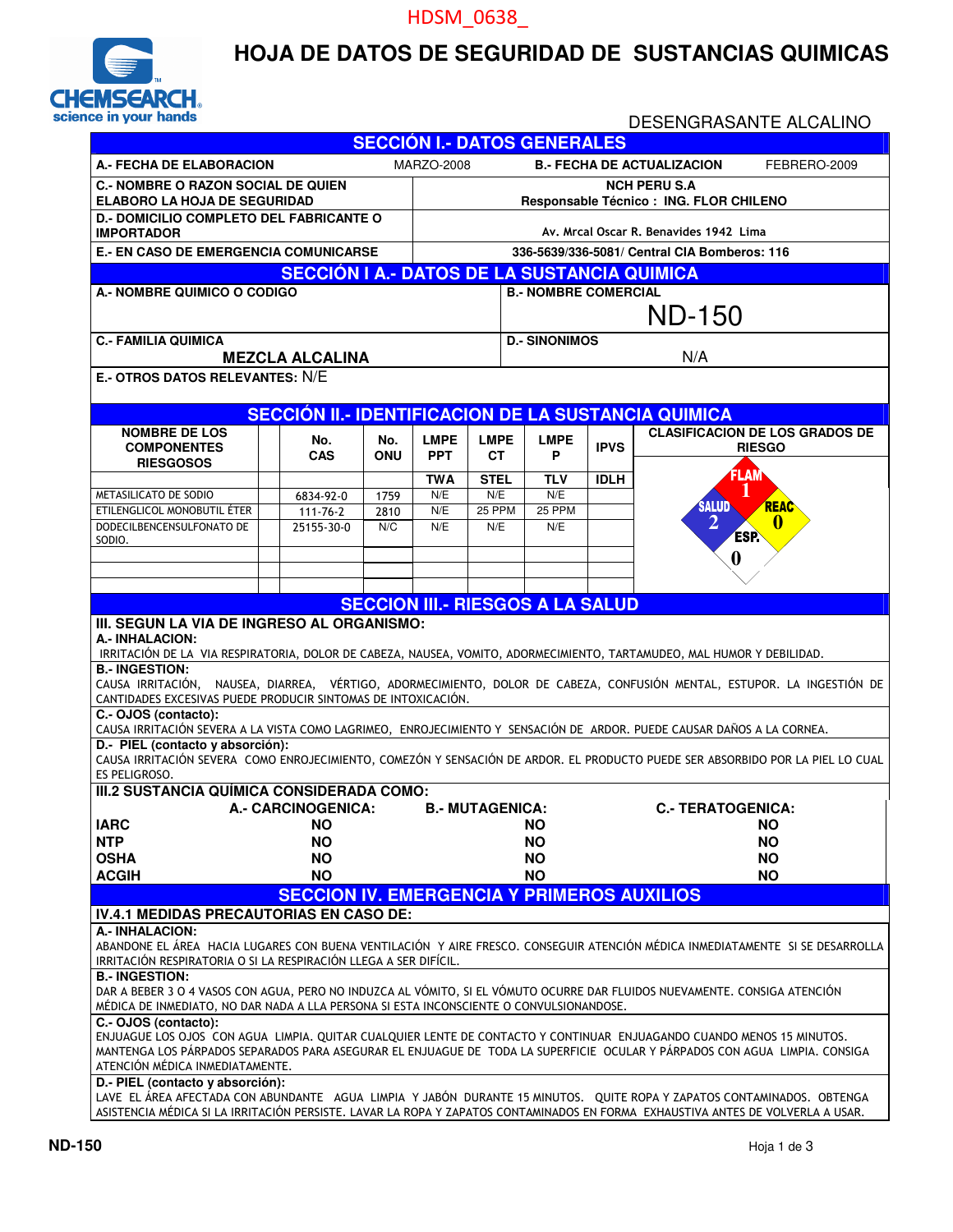HDSM_0638_

# HOJA DE DATOS DE SEGURIDAD DE SUSTANCIAS QUIMICAS

CHEMSEARCH science in your hands

DESENGRASANTE ALCALINO

## SECCIÓN I.- DATOS GENERALES

| | | | |
|---|---|---|---|
| **A.- FECHA DE ELABORACION** | MARZO-2008 | **B.- FECHA DE ACTUALIZACION** | FEBRERO-2009 |
| **C.- NOMBRE O RAZON SOCIAL DE QUIEN ELABORO LA HOJA DE SEGURIDAD** | **NCH PERU S.A** Responsable Técnico : ING. FLOR CHILENO | | |
| **D.- DOMICILIO COMPLETO DEL FABRICANTE O IMPORTADOR** | Av. Mrcal Oscar R. Benavides 1942 Lima | | |
| **E.- EN CASO DE EMERGENCIA COMUNICARSE** | 336-5639/336-5081/ Central CIA Bomberos: 116 | | |

## SECCIÓN I A.- DATOS DE LA SUSTANCIA QUIMICA

| | |
|---|---|
| **A.- NOMBRE QUIMICO O CODIGO** | **B.- NOMBRE COMERCIAL** ND-150 |
| **C.- FAMILIA QUIMICA** **MEZCLA ALCALINA** | **D.- SINONIMOS** N/A |

**E.- OTROS DATOS RELEVANTES:** N/E

## SECCIÓN II.- IDENTIFICACION DE LA SUSTANCIA QUIMICA

| NOMBRE DE LOS COMPONENTES RIESGOSOS | No. CAS | No. ONU | LMPE PPT | LMPE CT | LMPE P | IPVS |
|---|---|---|---|---|---|---|
| | | | TWA | STEL | TLV | IDLH |
| METASILICATO DE SODIO | 6834-92-0 | 1759 | N/E | N/E | N/E | |
| ETILENGLICOL MONOBUTIL ÉTER | 111-76-2 | 2810 | N/E | 25 PPM | 25 PPM | |
| DODECILBENCENSULFONATO DE SODIO. | 25155-30-0 | N/C | N/E | N/E | N/E | |

**CLASIFICACION DE LOS GRADOS DE RIESGO**

FLAM: 1 — SALUD: 2 — REAC: 0 — ESP.: 0

## SECCION III.- RIESGOS A LA SALUD

### III. SEGUN LA VIA DE INGRESO AL ORGANISMO:

**A.- INHALACION:**
IRRITACIÓN DE LA VIA RESPIRATORIA, DOLOR DE CABEZA, NAUSEA, VOMITO, ADORMECIMIENTO, TARTAMUDEO, MAL HUMOR Y DEBILIDAD.

**B.- INGESTION:**
CAUSA IRRITACIÓN, NAUSEA, DIARREA, VÉRTIGO, ADORMECIMIENTO, DOLOR DE CABEZA, CONFUSIÓN MENTAL, ESTUPOR. LA INGESTIÓN DE CANTIDADES EXCESIVAS PUEDE PRODUCIR SINTOMAS DE INTOXICACIÓN.

**C.- OJOS (contacto):**
CAUSA IRRITACIÓN SEVERA A LA VISTA COMO LAGRIMEO, ENROJECIMIENTO Y SENSACIÓN DE ARDOR. PUEDE CAUSAR DAÑOS A LA CORNEA.

**D.- PIEL (contacto y absorción):**
CAUSA IRRITACIÓN SEVERA COMO ENROJECIMIENTO, COMEZÓN Y SENSACIÓN DE ARDOR. EL PRODUCTO PUEDE SER ABSORBIDO POR LA PIEL LO CUAL ES PELIGROSO.

### III.2 SUSTANCIA QUÍMICA CONSIDERADA COMO:

| | A.- CARCINOGENICA: | B.- MUTAGENICA: | C.- TERATOGENICA: |
|---|---|---|---|
| **IARC** | NO | NO | NO |
| **NTP** | NO | NO | NO |
| **OSHA** | NO | NO | NO |
| **ACGIH** | NO | NO | NO |

## SECCION IV. EMERGENCIA Y PRIMEROS AUXILIOS

### IV.4.1 MEDIDAS PRECAUTORIAS EN CASO DE:

**A.- INHALACION:**
ABANDONE EL ÁREA HACIA LUGARES CON BUENA VENTILACIÓN Y AIRE FRESCO. CONSEGUIR ATENCIÓN MÉDICA INMEDIATAMENTE SI SE DESARROLLA IRRITACIÓN RESPIRATORIA O SI LA RESPIRACIÓN LLEGA A SER DIFÍCIL.

**B.- INGESTION:**
DAR A BEBER 3 O 4 VASOS CON AGUA, PERO NO INDUZCA AL VÓMITO, SI EL VÓMUTO OCURRE DAR FLUIDOS NUEVAMENTE. CONSIGA ATENCIÓN MÉDICA DE INMEDIATO, NO DAR NADA A LLA PERSONA SI ESTA INCONSCIENTE O CONVULSIONANDOSE.

**C.- OJOS (contacto):**
ENJUAGUE LOS OJOS CON AGUA LIMPIA. QUITAR CUALQUIER LENTE DE CONTACTO Y CONTINUAR ENJUAGANDO CUANDO MENOS 15 MINUTOS. MANTENGA LOS PÁRPADOS SEPARADOS PARA ASEGURAR EL ENJUAGUE DE TODA LA SUPERFICIE OCULAR Y PÁRPADOS CON AGUA LIMPIA. CONSIGA ATENCIÓN MÉDICA INMEDIATAMENTE.

**D.- PIEL (contacto y absorción):**
LAVE EL ÁREA AFECTADA CON ABUNDANTE AGUA LIMPIA Y JABÓN DURANTE 15 MINUTOS. QUITE ROPA Y ZAPATOS CONTAMINADOS. OBTENGA ASISTENCIA MÉDICA SI LA IRRITACIÓN PERSISTE. LAVAR LA ROPA Y ZAPATOS CONTAMINADOS EN FORMA EXHAUSTIVA ANTES DE VOLVERLA A USAR.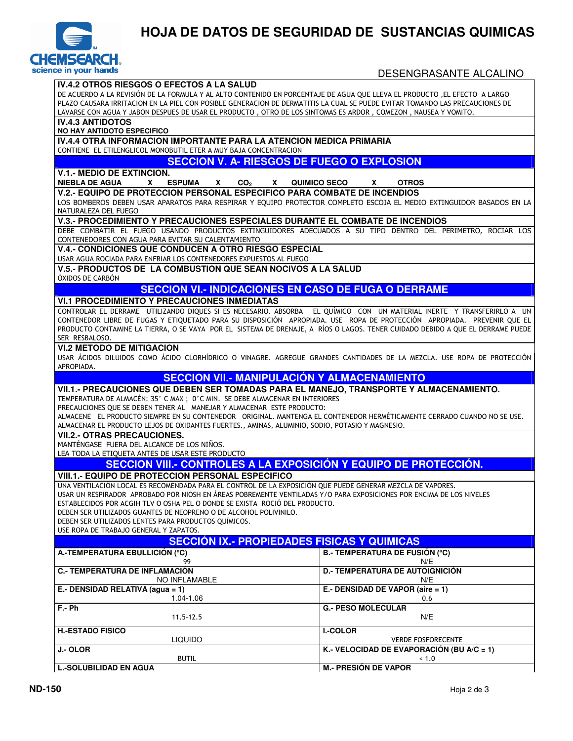DESENGRASANTE ALCALINO

### IV.4.2 OTROS RIESGOS O EFECTOS A LA SALUD

DE ACUERDO A LA REVISIÓN DE LA FORMULA Y AL ALTO CONTENIDO EN PORCENTAJE DE AGUA QUE LLEVA EL PRODUCTO ,EL EFECTO A LARGO PLAZO CAUSARA IRRITACION EN LA PIEL CON POSIBLE GENERACION DE DERMATITIS LA CUAL SE PUEDE EVITAR TOMANDO LAS PRECAUCIONES DE LAVARSE CON AGUA Y JABON DESPUES DE USAR EL PRODUCTO , OTRO DE LOS SINTOMAS ES ARDOR , COMEZON , NAUSEA Y VOMITO.

### IV.4.3 ANTIDOTOS

**NO HAY ANTIDOTO ESPECIFICO**

### IV.4.4 OTRA INFORMACION IMPORTANTE PARA LA ATENCION MEDICA PRIMARIA

CONTIENE EL ETILENGLICOL MONOBUTIL ETER A MUY BAJA CONCENTRACION

## SECCION V. A- RIESGOS DE FUEGO O EXPLOSION

### V.1.- MEDIO DE EXTINCION.

**NIEBLA DE AGUA X ESPUMA X $CO_2$ X QUIMICO SECO X OTROS**

### V.2.- EQUIPO DE PROTECCION PERSONAL ESPECIFICO PARA COMBATE DE INCENDIOS

LOS BOMBEROS DEBEN USAR APARATOS PARA RESPIRAR Y EQUIPO PROTECTOR COMPLETO ESCOJA EL MEDIO EXTINGUIDOR BASADOS EN LA NATURALEZA DEL FUEGO

### V.3.- PROCEDIMIENTO Y PRECAUCIONES ESPECIALES DURANTE EL COMBATE DE INCENDIOS

DEBE COMBATIR EL FUEGO USANDO PRODUCTOS EXTINGUIDORES ADECUADOS A SU TIPO DENTRO DEL PERIMETRO, ROCIAR LOS CONTENEDORES CON AGUA PARA EVITAR SU CALENTAMIENTO

### V.4.- CONDICIONES QUE CONDUCEN A OTRO RIESGO ESPECIAL

USAR AGUA ROCIADA PARA ENFRIAR LOS CONTENEDORES EXPUESTOS AL FUEGO

### V.5.- PRODUCTOS DE LA COMBUSTION QUE SEAN NOCIVOS A LA SALUD

ÓXIDOS DE CARBÓN

## SECCION VI.- INDICACIONES EN CASO DE FUGA O DERRAME

### VI.1 PROCEDIMIENTO Y PRECAUCIONES INMEDIATAS

CONTROLAR EL DERRAME UTILIZANDO DIQUES SI ES NECESARIO. ABSORBA EL QUÍMICO CON UN MATERIAL INERTE Y TRANSFERIRLO A UN CONTENEDOR LIBRE DE FUGAS Y ETIQUETADO PARA SU DISPOSICIÓN APROPIADA. USE ROPA DE PROTECCIÓN APROPIADA. PREVENIR QUE EL PRODUCTO CONTAMINE LA TIERRA, O SE VAYA POR EL SISTEMA DE DRENAJE, A RÍOS O LAGOS. TENER CUIDADO DEBIDO A QUE EL DERRAME PUEDE SER RESBALOSO.

### VI.2 METODO DE MITIGACION

USAR ÁCIDOS DILUIDOS COMO ÁCIDO CLORHÍDRICO O VINAGRE. AGREGUE GRANDES CANTIDADES DE LA MEZCLA. USE ROPA DE PROTECCIÓN APROPIADA.

## SECCION VII.- MANIPULACIÓN Y ALMACENAMIENTO

### VII.1.- PRECAUCIONES QUE DEBEN SER TOMADAS PARA EL MANEJO, TRANSPORTE Y ALMACENAMIENTO.

TEMPERATURA DE ALMACÉN: 35° C MAX ; 0° C MIN. SE DEBE ALMACENAR EN INTERIORES
PRECAUCIONES QUE SE DEBEN TENER AL MANEJAR Y ALMACENAR ESTE PRODUCTO:
ALMACENE EL PRODUCTO SIEMPRE EN SU CONTENEDOR ORIGINAL. MANTENGA EL CONTENEDOR HERMÉTICAMENTE CERRADO CUANDO NO SE USE.
ALMACENAR EL PRODUCTO LEJOS DE OXIDANTES FUERTES., AMINAS, ALUMINIO, SODIO, POTASIO Y MAGNESIO.

### VII.2.- OTRAS PRECAUCIONES.

MANTÉNGASE FUERA DEL ALCANCE DE LOS NIÑOS.
LEA TODA LA ETIQUETA ANTES DE USAR ESTE PRODUCTO

## SECCION VIII.- CONTROLES A LA EXPOSICIÓN Y EQUIPO DE PROTECCIÓN.

### VIII.1.- EQUIPO DE PROTECCION PERSONAL ESPECIFICO

UNA VENTILACIÓN LOCAL ES RECOMENDADA PARA EL CONTROL DE LA EXPOSICIÓN QUE PUEDE GENERAR MEZCLA DE VAPORES.
USAR UN RESPIRADOR APROBADO POR NIOSH EN ÁREAS POBREMENTE VENTILADAS Y/O PARA EXPOSICIONES POR ENCIMA DE LOS NIVELES ESTABLECIDOS POR ACGIH TLV O OSHA PEL O DONDE SE EXISTA ROCIÓ DEL PRODUCTO.
DEBEN SER UTILIZADOS GUANTES DE NEOPRENO O DE ALCOHOL POLIVINILO.
DEBEN SER UTILIZADOS LENTES PARA PRODUCTOS QUÍMICOS.
USE ROPA DE TRABAJO GENERAL Y ZAPATOS.

## SECCIÓN IX.- PROPIEDADES FISICAS Y QUIMICAS

| | |
|---|---|
| **A.-TEMPERATURA EBULLICIÓN (ºC)**<br>99 | **B.- TEMPERATURA DE FUSIÓN (ºC)**<br>N/E |
| **C.- TEMPERATURA DE INFLAMACIÓN**<br>NO INFLAMABLE | **D.- TEMPERATURA DE AUTOIGNICIÓN**<br>N/E |
| **E.- DENSIDAD RELATIVA (agua = 1)**<br>1.04-1.06 | **E.- DENSIDAD DE VAPOR (aire = 1)**<br>0.6 |
| **F.- Ph**<br>11.5-12.5 | **G.- PESO MOLECULAR**<br>N/E |
| **H.-ESTADO FISICO**<br>LIQUIDO | **I.-COLOR**<br>VERDE FOSFORECENTE |
| **J.- OLOR**<br>BUTIL | **K.- VELOCIDAD DE EVAPORACIÓN (BU A/C = 1)**<br>< 1.0 |
| **L.-SOLUBILIDAD EN AGUA** | **M.- PRESIÓN DE VAPOR** |

ND-150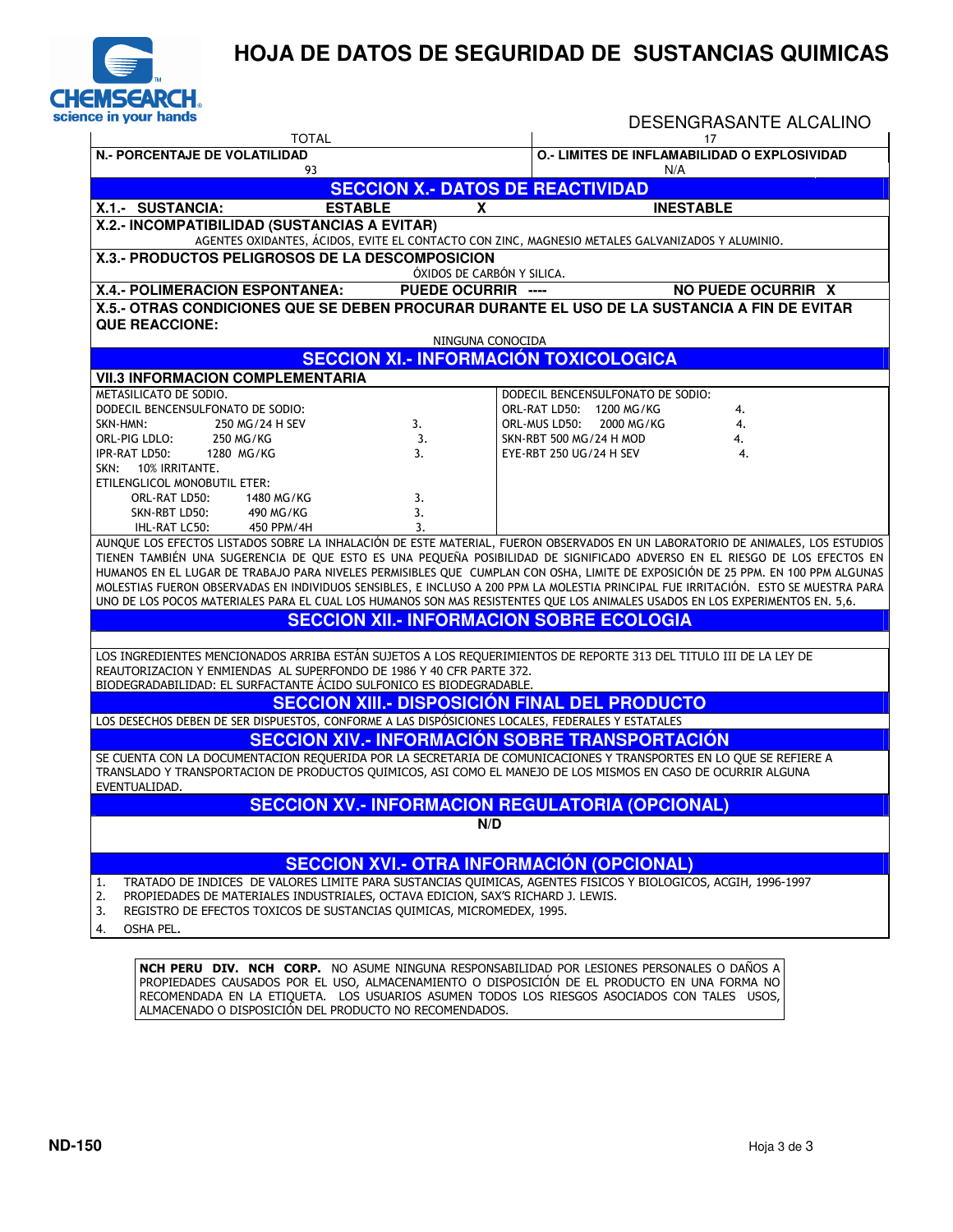# HOJA DE DATOS DE SEGURIDAD DE SUSTANCIAS QUIMICAS

DESENGRASANTE ALCALINO

| TOTAL | 17 |
|---|---|
| **N.- PORCENTAJE DE VOLATILIDAD** | **O.- LIMITES DE INFLAMABILIDAD O EXPLOSIVIDAD** |
| 93 | N/A |

## SECCION X.- DATOS DE REACTIVIDAD

| **X.1.- SUSTANCIA:** | **ESTABLE** | **X** | **INESTABLE** |
|---|---|---|---|

**X.2.- INCOMPATIBILIDAD (SUSTANCIAS A EVITAR)**

AGENTES OXIDANTES, ÁCIDOS, EVITE EL CONTACTO CON ZINC, MAGNESIO METALES GALVANIZADOS Y ALUMINIO.

**X.3.- PRODUCTOS PELIGROSOS DE LA DESCOMPOSICION**

ÓXIDOS DE CARBÓN Y SILICA.

| **X.4.- POLIMERACION ESPONTANEA:** | **PUEDE OCURRIR ----** | **NO PUEDE OCURRIR X** |
|---|---|---|

**X.5.- OTRAS CONDICIONES QUE SE DEBEN PROCURAR DURANTE EL USO DE LA SUSTANCIA A FIN DE EVITAR QUE REACCIONE:**

NINGUNA CONOCIDA

## SECCION XI.- INFORMACIÓN TOXICOLOGICA

**VII.3 INFORMACION COMPLEMENTARIA**

| | | | | |
|---|---|---|---|---|
| METASILICATO DE SODIO. | | | DODECIL BENCENSULFONATO DE SODIO: | |
| DODECIL BENCENSULFONATO DE SODIO: | | | ORL-RAT LD50: 1200 MG/KG | 4. |
| SKN-HMN: | 250 MG/24 H SEV | 3. | ORL-MUS LD50: 2000 MG/KG | 4. |
| ORL-PIG LDLO: | 250 MG/KG | 3. | SKN-RBT 500 MG/24 H MOD | 4. |
| IPR-RAT LD50: | 1280 MG/KG | 3. | EYE-RBT 250 UG/24 H SEV | 4. |
| SKN: 10% IRRITANTE. | | | | |
| ETILENGLICOL MONOBUTIL ETER: | | | | |
| ORL-RAT LD50: | 1480 MG/KG | 3. | | |
| SKN-RBT LD50: | 490 MG/KG | 3. | | |
| IHL-RAT LC50: | 450 PPM/4H | 3. | | |

AUNQUE LOS EFECTOS LISTADOS SOBRE LA INHALACIÓN DE ESTE MATERIAL, FUERON OBSERVADOS EN UN LABORATORIO DE ANIMALES, LOS ESTUDIOS TIENEN TAMBIÉN UNA SUGERENCIA DE QUE ESTO ES UNA PEQUEÑA POSIBILIDAD DE SIGNIFICADO ADVERSO EN EL RIESGO DE LOS EFECTOS EN HUMANOS EN EL LUGAR DE TRABAJO PARA NIVELES PERMISIBLES QUE CUMPLAN CON OSHA, LIMITE DE EXPOSICIÓN DE 25 PPM. EN 100 PPM ALGUNAS MOLESTIAS FUERON OBSERVADAS EN INDIVIDUOS SENSIBLES, E INCLUSO A 200 PPM LA MOLESTIA PRINCIPAL FUE IRRITACIÓN. ESTO SE MUESTRA PARA UNO DE LOS POCOS MATERIALES PARA EL CUAL LOS HUMANOS SON MAS RESISTENTES QUE LOS ANIMALES USADOS EN LOS EXPERIMENTOS EN. 5,6.

## SECCION XII.- INFORMACION SOBRE ECOLOGIA

LOS INGREDIENTES MENCIONADOS ARRIBA ESTÁN SUJETOS A LOS REQUERIMIENTOS DE REPORTE 313 DEL TITULO III DE LA LEY DE REAUTORIZACION Y ENMIENDAS AL SUPERFONDO DE 1986 Y 40 CFR PARTE 372.
BIODEGRADABILIDAD: EL SURFACTANTE ÁCIDO SULFONICO ES BIODEGRADABLE.

## SECCION XIII.- DISPOSICIÓN FINAL DEL PRODUCTO

LOS DESECHOS DEBEN DE SER DISPUESTOS, CONFORME A LAS DISPÓSICIONES LOCALES, FEDERALES Y ESTATALES

## SECCION XIV.- INFORMACIÓN SOBRE TRANSPORTACIÓN

SE CUENTA CON LA DOCUMENTACION REQUERIDA POR LA SECRETARIA DE COMUNICACIONES Y TRANSPORTES EN LO QUE SE REFIERE A TRANSLADO Y TRANSPORTACION DE PRODUCTOS QUIMICOS, ASI COMO EL MANEJO DE LOS MISMOS EN CASO DE OCURRIR ALGUNA EVENTUALIDAD.

## SECCION XV.- INFORMACION REGULATORIA (OPCIONAL)

**N/D**

## SECCION XVI.- OTRA INFORMACIÓN (OPCIONAL)

1. TRATADO DE INDICES DE VALORES LIMITE PARA SUSTANCIAS QUIMICAS, AGENTES FISICOS Y BIOLOGICOS, ACGIH, 1996-1997
2. PROPIEDADES DE MATERIALES INDUSTRIALES, OCTAVA EDICION, SAX'S RICHARD J. LEWIS.
3. REGISTRO DE EFECTOS TOXICOS DE SUSTANCIAS QUIMICAS, MICROMEDEX, 1995.
4. OSHA PEL.

**NCH PERU DIV. NCH CORP.** NO ASUME NINGUNA RESPONSABILIDAD POR LESIONES PERSONALES O DAÑOS A PROPIEDADES CAUSADOS POR EL USO, ALMACENAMIENTO O DISPOSICIÓN DE EL PRODUCTO EN UNA FORMA NO RECOMENDADA EN LA ETIQUETA. LOS USUARIOS ASUMEN TODOS LOS RIESGOS ASOCIADOS CON TALES USOS, ALMACENADO O DISPOSICIÓN DEL PRODUCTO NO RECOMENDADOS.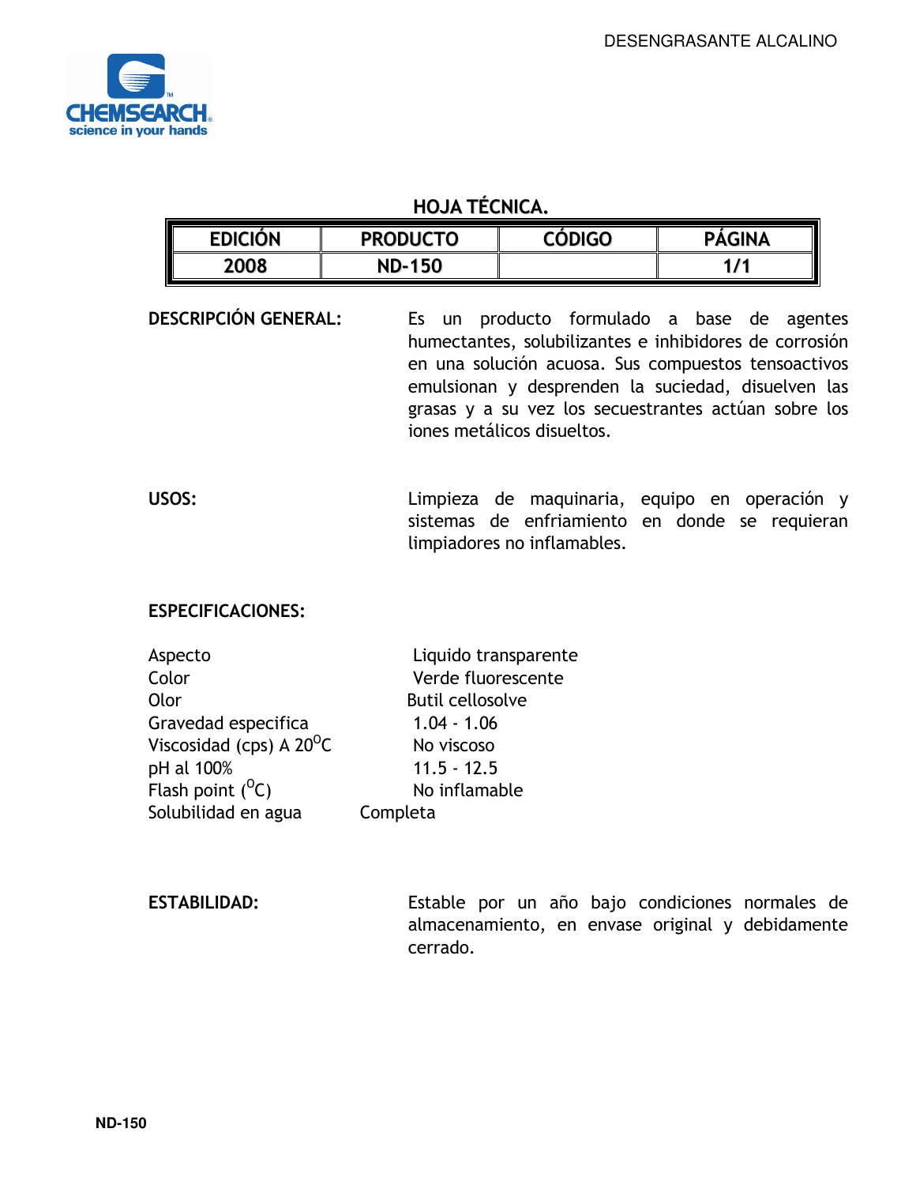DESENGRASANTE ALCALINO

CHEMSEARCH
science in your hands

## HOJA TÉCNICA.

| EDICIÓN | PRODUCTO | CÓDIGO | PÁGINA |
|---|---|---|---|
| 2008 | ND-150 | | 1/1 |

**DESCRIPCIÓN GENERAL:** Es un producto formulado a base de agentes humectantes, solubilizantes e inhibidores de corrosión en una solución acuosa. Sus compuestos tensoactivos emulsionan y desprenden la suciedad, disuelven las grasas y a su vez los secuestrantes actúan sobre los iones metálicos disueltos.

**USOS:** Limpieza de maquinaria, equipo en operación y sistemas de enfriamiento en donde se requieran limpiadores no inflamables.

**ESPECIFICACIONES:**

| | |
|---|---|
| Aspecto | Liquido transparente |
| Color | Verde fluorescente |
| Olor | Butil cellosolve |
| Gravedad especifica | 1.04 - 1.06 |
| Viscosidad (cps) A 20$^{O}$C | No viscoso |
| pH al 100% | 11.5 - 12.5 |
| Flash point ($^{O}$C) | No inflamable |
| Solubilidad en agua | Completa |

**ESTABILIDAD:** Estable por un año bajo condiciones normales de almacenamiento, en envase original y debidamente cerrado.

ND-150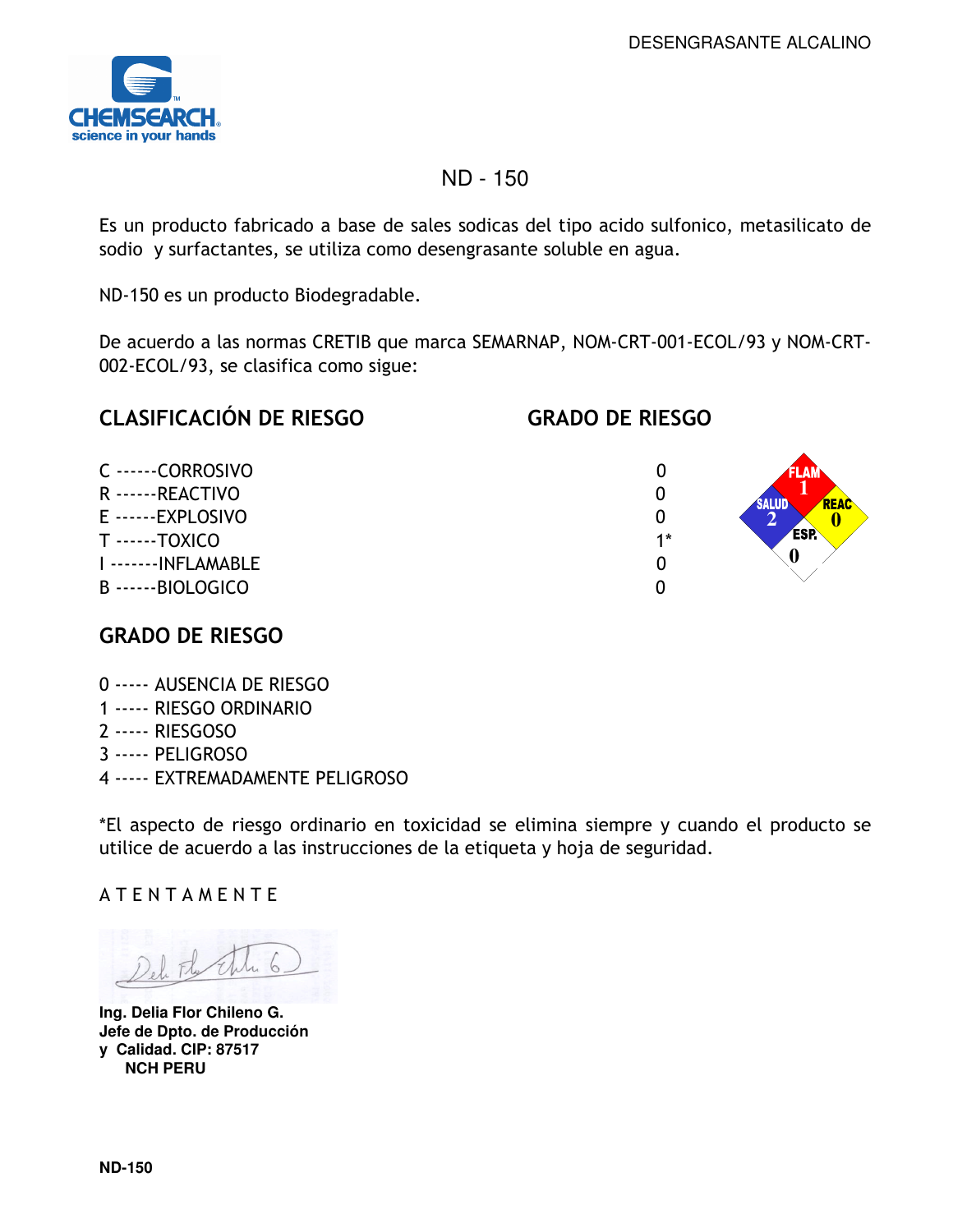DESENGRASANTE ALCALINO

CHEMSEARCH
science in your hands

# ND - 150

Es un producto fabricado a base de sales sodicas del tipo acido sulfonico, metasilicato de sodio y surfactantes, se utiliza como desengrasante soluble en agua.

ND-150 es un producto Biodegradable.

De acuerdo a las normas CRETIB que marca SEMARNAP, NOM-CRT-001-ECOL/93 y NOM-CRT-002-ECOL/93, se clasifica como sigue:

| CLASIFICACIÓN DE RIESGO | GRADO DE RIESGO |
|---|---|
| C ------CORROSIVO | 0 |
| R ------REACTIVO | 0 |
| E ------EXPLOSIVO | 0 |
| T ------TOXICO | 1* |
| I -------INFLAMABLE | 0 |
| B ------BIOLOGICO | 0 |

FLAM 1
SALUD 2
REAC 0
ESP. 0

## GRADO DE RIESGO

0 ----- AUSENCIA DE RIESGO
1 ----- RIESGO ORDINARIO
2 ----- RIESGOSO
3 ----- PELIGROSO
4 ----- EXTREMADAMENTE PELIGROSO

*El aspecto de riesgo ordinario en toxicidad se elimina siempre y cuando el producto se utilice de acuerdo a las instrucciones de la etiqueta y hoja de seguridad.

A T E N T A M E N T E

**Ing. Delia Flor Chileno G.**
**Jefe de Dpto. de Producción**
**y Calidad. CIP: 87517**
**NCH PERU**

**ND-150**